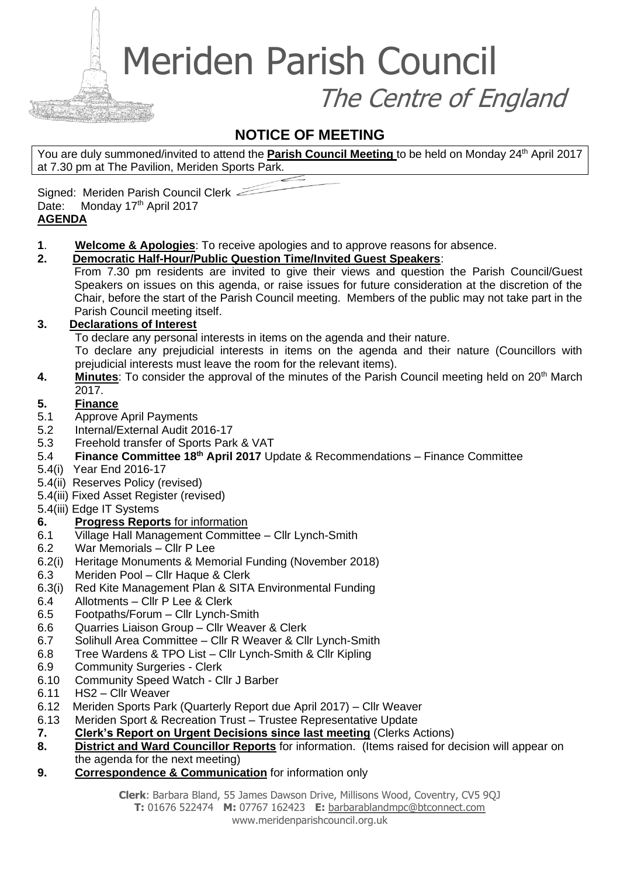# Meriden Parish Council

## *The Centre of England*

## NOTICE OF MEETING

You are duly summoned/invited to attend the **Parish Council Meeting** to be held on Monday 24th April 2017 at 7.30 pm at The Pavilion, Meriden Sports Park.

Signed: Meriden Parish Council Clerk
Date: Monday 17th April 2017

**AGENDA**

**1**. **Welcome & Apologies**: To receive apologies and to approve reasons for absence.

**2. Democratic Half-Hour/Public Question Time/Invited Guest Speakers**:
From 7.30 pm residents are invited to give their views and question the Parish Council/Guest Speakers on issues on this agenda, or raise issues for future consideration at the discretion of the Chair, before the start of the Parish Council meeting. Members of the public may not take part in the Parish Council meeting itself.

**3. Declarations of Interest**
To declare any personal interests in items on the agenda and their nature.
To declare any prejudicial interests in items on the agenda and their nature (Councillors with prejudicial interests must leave the room for the relevant items).

**4. Minutes**: To consider the approval of the minutes of the Parish Council meeting held on 20th March 2017.

**5. Finance**

5.1 Approve April Payments
5.2 Internal/External Audit 2016-17
5.3 Freehold transfer of Sports Park & VAT
5.4 **Finance Committee 18th April 2017** Update & Recommendations – Finance Committee
5.4(i) Year End 2016-17
5.4(ii) Reserves Policy (revised)
5.4(iii) Fixed Asset Register (revised)
5.4(iii) Edge IT Systems

**6. Progress Reports** for information

6.1 Village Hall Management Committee – Cllr Lynch-Smith
6.2 War Memorials – Cllr P Lee
6.2(i) Heritage Monuments & Memorial Funding (November 2018)
6.3 Meriden Pool – Cllr Haque & Clerk
6.3(i) Red Kite Management Plan & SITA Environmental Funding
6.4 Allotments – Cllr P Lee & Clerk
6.5 Footpaths/Forum – Cllr Lynch-Smith
6.6 Quarries Liaison Group – Cllr Weaver & Clerk
6.7 Solihull Area Committee – Cllr R Weaver & Cllr Lynch-Smith
6.8 Tree Wardens & TPO List – Cllr Lynch-Smith & Cllr Kipling
6.9 Community Surgeries - Clerk
6.10 Community Speed Watch - Cllr J Barber
6.11 HS2 – Cllr Weaver
6.12 Meriden Sports Park (Quarterly Report due April 2017) – Cllr Weaver
6.13 Meriden Sport & Recreation Trust – Trustee Representative Update

**7. Clerk's Report on Urgent Decisions since last meeting** (Clerks Actions)

**8. District and Ward Councillor Reports** for information. (Items raised for decision will appear on the agenda for the next meeting)

**9. Correspondence & Communication** for information only

**Clerk**: Barbara Bland, 55 James Dawson Drive, Millisons Wood, Coventry, CV5 9QJ
**T:** 01676 522474 **M:** 07767 162423 **E:** barbarablandmpc@btconnect.com
www.meridenparishcouncil.org.uk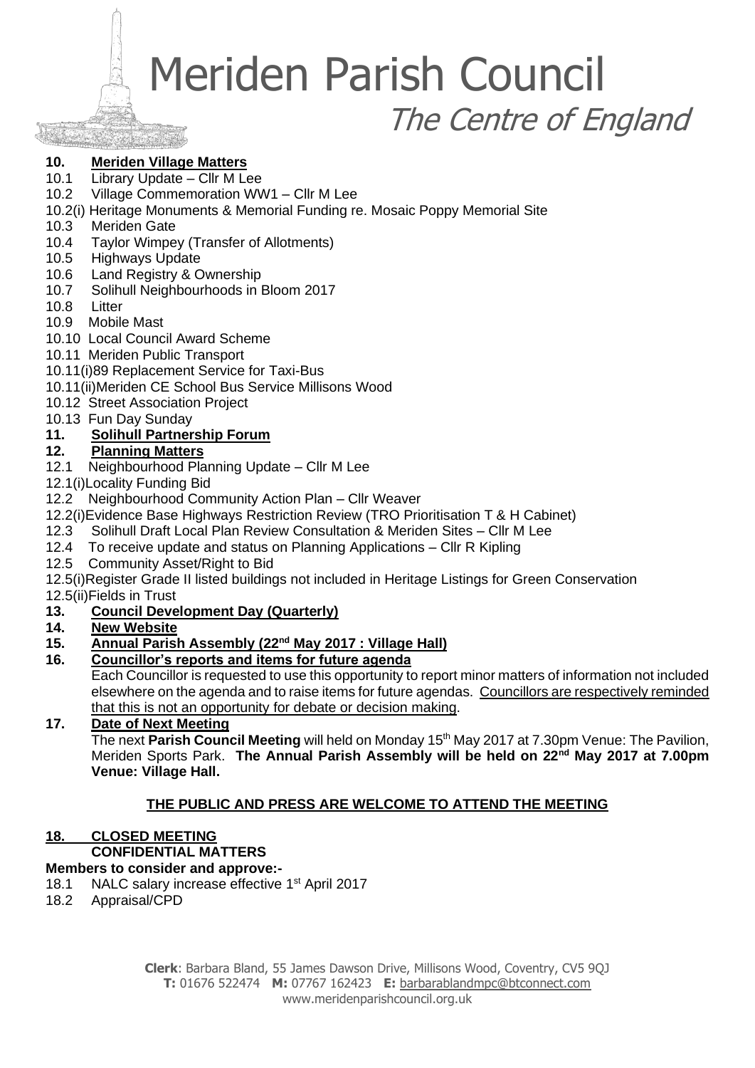# Meriden Parish Council

*The Centre of England*

**10. Meriden Village Matters**

10.1 Library Update – Cllr M Lee
10.2 Village Commemoration WW1 – Cllr M Lee
10.2(i) Heritage Monuments & Memorial Funding re. Mosaic Poppy Memorial Site
10.3 Meriden Gate
10.4 Taylor Wimpey (Transfer of Allotments)
10.5 Highways Update
10.6 Land Registry & Ownership
10.7 Solihull Neighbourhoods in Bloom 2017
10.8 Litter
10.9 Mobile Mast
10.10 Local Council Award Scheme
10.11 Meriden Public Transport
10.11(i)89 Replacement Service for Taxi-Bus
10.11(ii)Meriden CE School Bus Service Millisons Wood
10.12 Street Association Project
10.13 Fun Day Sunday

**11. Solihull Partnership Forum**

**12. Planning Matters**

12.1 Neighbourhood Planning Update – Cllr M Lee
12.1(i)Locality Funding Bid
12.2 Neighbourhood Community Action Plan – Cllr Weaver
12.2(i)Evidence Base Highways Restriction Review (TRO Prioritisation T & H Cabinet)
12.3 Solihull Draft Local Plan Review Consultation & Meriden Sites – Cllr M Lee
12.4 To receive update and status on Planning Applications – Cllr R Kipling
12.5 Community Asset/Right to Bid
12.5(i)Register Grade II listed buildings not included in Heritage Listings for Green Conservation
12.5(ii)Fields in Trust

**13. Council Development Day (Quarterly)**

**14. New Website**

**15. Annual Parish Assembly (22nd May 2017 : Village Hall)**

**16. Councillor's reports and items for future agenda**

Each Councillor is requested to use this opportunity to report minor matters of information not included elsewhere on the agenda and to raise items for future agendas. Councillors are respectively reminded that this is not an opportunity for debate or decision making.

**17. Date of Next Meeting**

The next **Parish Council Meeting** will held on Monday 15th May 2017 at 7.30pm Venue: The Pavilion, Meriden Sports Park. **The Annual Parish Assembly will be held on 22nd May 2017 at 7.00pm Venue: Village Hall.**

**THE PUBLIC AND PRESS ARE WELCOME TO ATTEND THE MEETING**

**18. CLOSED MEETING**
**CONFIDENTIAL MATTERS**

**Members to consider and approve:-**

18.1 NALC salary increase effective 1st April 2017
18.2 Appraisal/CPD

**Clerk**: Barbara Bland, 55 James Dawson Drive, Millisons Wood, Coventry, CV5 9QJ
**T:** 01676 522474 **M:** 07767 162423 **E:** barbarablandmpc@btconnect.com
www.meridenparishcouncil.org.uk